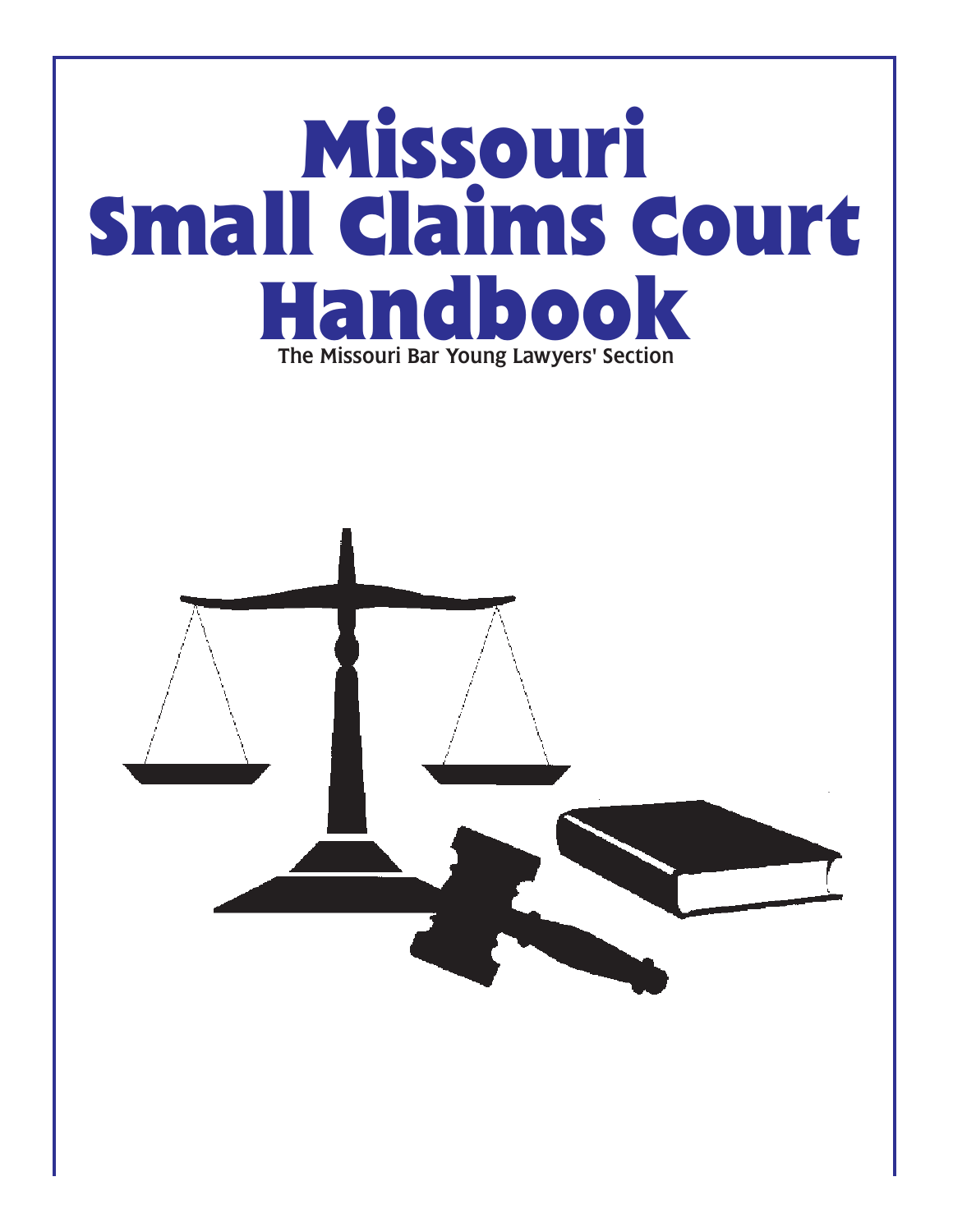# Missouri Small Claims Court Handbook

The Missouri Bar Young Lawyers' Section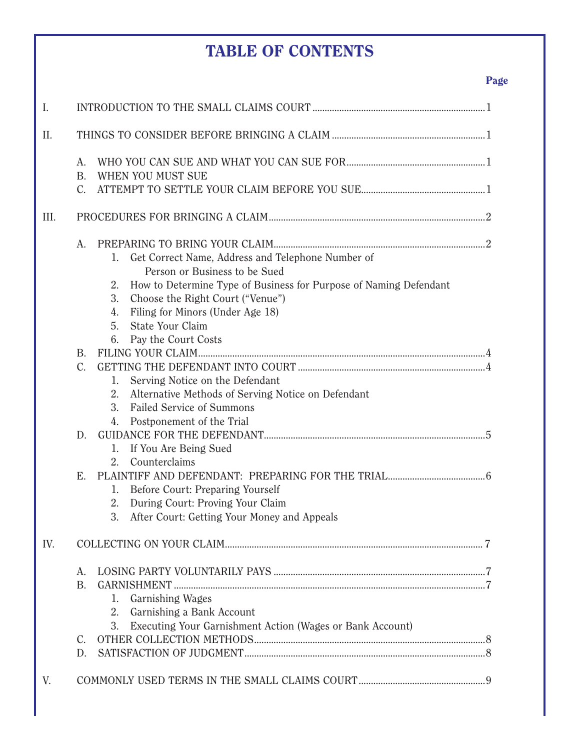# TABLE OF CONTENTS

**Page**

I. INTRODUCTION TO THE SMALL CLAIMS COURT ........ 1

II. THINGS TO CONSIDER BEFORE BRINGING A CLAIM ........ 1

- A. WHO YOU CAN SUE AND WHAT YOU CAN SUE FOR ........ 1
- B. WHEN YOU MUST SUE
- C. ATTEMPT TO SETTLE YOUR CLAIM BEFORE YOU SUE ........ 1

III. PROCEDURES FOR BRINGING A CLAIM ........ 2

- A. PREPARING TO BRING YOUR CLAIM ........ 2
  1. Get Correct Name, Address and Telephone Number of Person or Business to be Sued
  2. How to Determine Type of Business for Purpose of Naming Defendant
  3. Choose the Right Court ("Venue")
  4. Filing for Minors (Under Age 18)
  5. State Your Claim
  6. Pay the Court Costs
- B. FILING YOUR CLAIM ........ 4
- C. GETTING THE DEFENDANT INTO COURT ........ 4
  1. Serving Notice on the Defendant
  2. Alternative Methods of Serving Notice on Defendant
  3. Failed Service of Summons
  4. Postponement of the Trial
- D. GUIDANCE FOR THE DEFENDANT ........ 5
  1. If You Are Being Sued
  2. Counterclaims
- E. PLAINTIFF AND DEFENDANT: PREPARING FOR THE TRIAL ........ 6
  1. Before Court: Preparing Yourself
  2. During Court: Proving Your Claim
  3. After Court: Getting Your Money and Appeals

IV. COLLECTING ON YOUR CLAIM ........ 7

- A. LOSING PARTY VOLUNTARILY PAYS ........ 7
- B. GARNISHMENT ........ 7
  1. Garnishing Wages
  2. Garnishing a Bank Account
  3. Executing Your Garnishment Action (Wages or Bank Account)
- C. OTHER COLLECTION METHODS ........ 8
- D. SATISFACTION OF JUDGMENT ........ 8

V. COMMONLY USED TERMS IN THE SMALL CLAIMS COURT ........ 9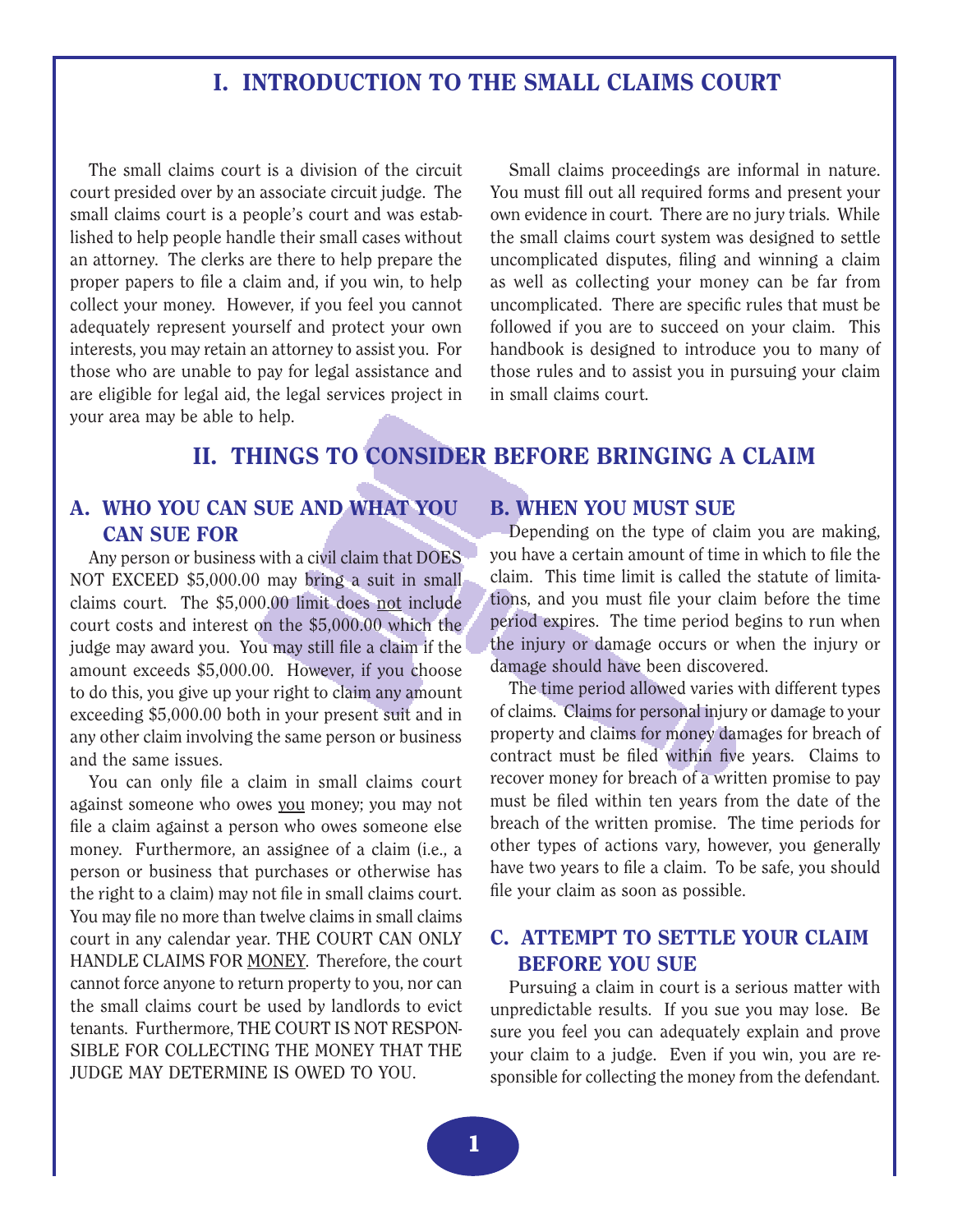# I. INTRODUCTION TO THE SMALL CLAIMS COURT

The small claims court is a division of the circuit court presided over by an associate circuit judge. The small claims court is a people's court and was established to help people handle their small cases without an attorney. The clerks are there to help prepare the proper papers to file a claim and, if you win, to help collect your money. However, if you feel you cannot adequately represent yourself and protect your own interests, you may retain an attorney to assist you. For those who are unable to pay for legal assistance and are eligible for legal aid, the legal services project in your area may be able to help.

Small claims proceedings are informal in nature. You must fill out all required forms and present your own evidence in court. There are no jury trials. While the small claims court system was designed to settle uncomplicated disputes, filing and winning a claim as well as collecting your money can be far from uncomplicated. There are specific rules that must be followed if you are to succeed on your claim. This handbook is designed to introduce you to many of those rules and to assist you in pursuing your claim in small claims court.

# II. THINGS TO CONSIDER BEFORE BRINGING A CLAIM

## A. WHO YOU CAN SUE AND WHAT YOU CAN SUE FOR

Any person or business with a civil claim that DOES NOT EXCEED $5,000.00 may bring a suit in small claims court. The $5,000.00 limit does <u>not</u> include court costs and interest on the $5,000.00 which the judge may award you. You may still file a claim if the amount exceeds $5,000.00. However, if you choose to do this, you give up your right to claim any amount exceeding $5,000.00 both in your present suit and in any other claim involving the same person or business and the same issues.

You can only file a claim in small claims court against someone who owes <u>you</u> money; you may not file a claim against a person who owes someone else money. Furthermore, an assignee of a claim (i.e., a person or business that purchases or otherwise has the right to a claim) may not file in small claims court. You may file no more than twelve claims in small claims court in any calendar year. THE COURT CAN ONLY HANDLE CLAIMS FOR <u>MONEY</u>. Therefore, the court cannot force anyone to return property to you, nor can the small claims court be used by landlords to evict tenants. Furthermore, THE COURT IS NOT RESPONSIBLE FOR COLLECTING THE MONEY THAT THE JUDGE MAY DETERMINE IS OWED TO YOU.

## B. WHEN YOU MUST SUE

Depending on the type of claim you are making, you have a certain amount of time in which to file the claim. This time limit is called the statute of limitations, and you must file your claim before the time period expires. The time period begins to run when the injury or damage occurs or when the injury or damage should have been discovered.

The time period allowed varies with different types of claims. Claims for personal injury or damage to your property and claims for money damages for breach of contract must be filed within five years. Claims to recover money for breach of a written promise to pay must be filed within ten years from the date of the breach of the written promise. The time periods for other types of actions vary, however, you generally have two years to file a claim. To be safe, you should file your claim as soon as possible.

## C. ATTEMPT TO SETTLE YOUR CLAIM BEFORE YOU SUE

Pursuing a claim in court is a serious matter with unpredictable results. If you sue you may lose. Be sure you feel you can adequately explain and prove your claim to a judge. Even if you win, you are responsible for collecting the money from the defendant.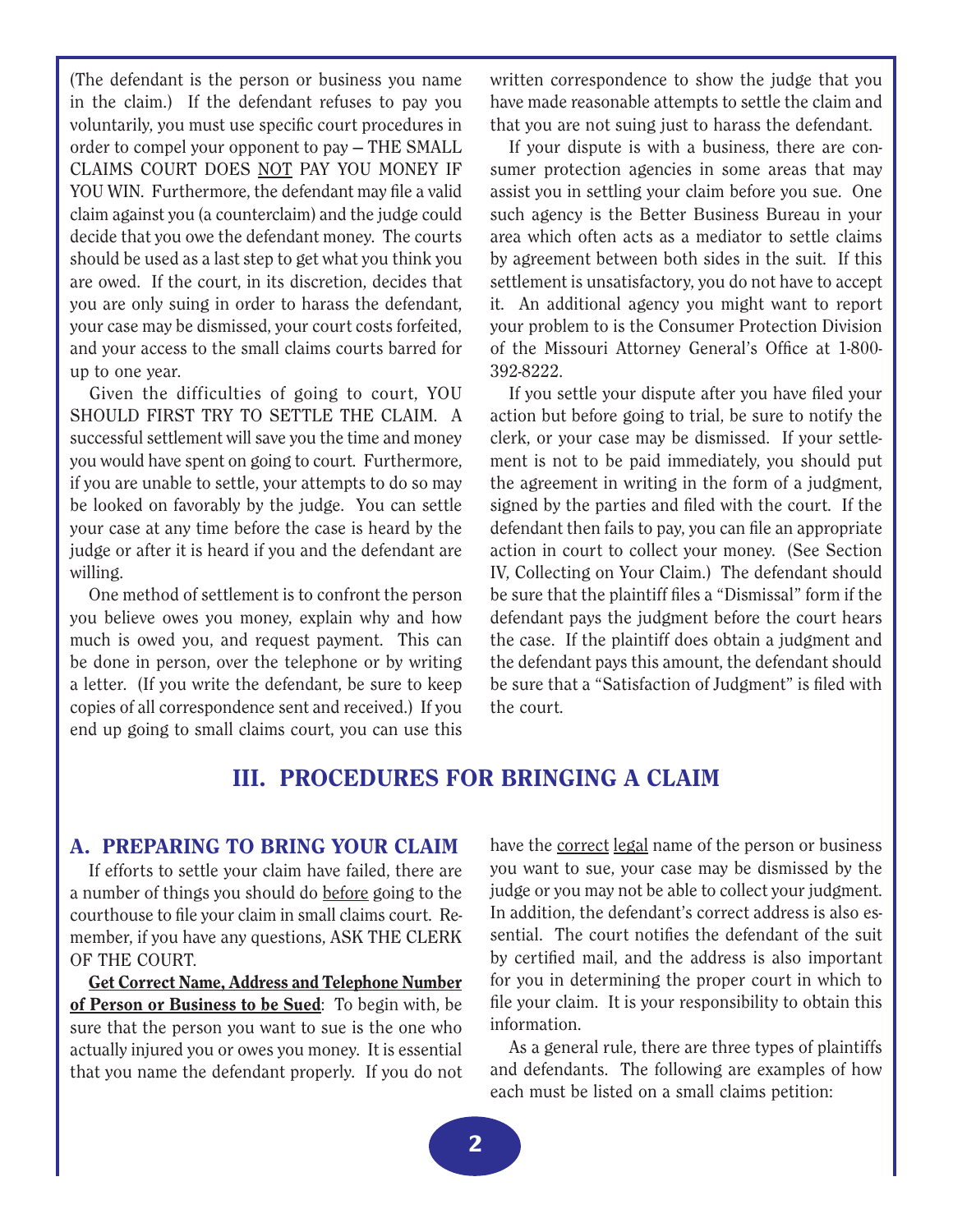(The defendant is the person or business you name in the claim.) If the defendant refuses to pay you voluntarily, you must use specific court procedures in order to compel your opponent to pay – THE SMALL CLAIMS COURT DOES NOT PAY YOU MONEY IF YOU WIN. Furthermore, the defendant may file a valid claim against you (a counterclaim) and the judge could decide that you owe the defendant money. The courts should be used as a last step to get what you think you are owed. If the court, in its discretion, decides that you are only suing in order to harass the defendant, your case may be dismissed, your court costs forfeited, and your access to the small claims courts barred for up to one year.

Given the difficulties of going to court, YOU SHOULD FIRST TRY TO SETTLE THE CLAIM. A successful settlement will save you the time and money you would have spent on going to court. Furthermore, if you are unable to settle, your attempts to do so may be looked on favorably by the judge. You can settle your case at any time before the case is heard by the judge or after it is heard if you and the defendant are willing.

One method of settlement is to confront the person you believe owes you money, explain why and how much is owed you, and request payment. This can be done in person, over the telephone or by writing a letter. (If you write the defendant, be sure to keep copies of all correspondence sent and received.) If you end up going to small claims court, you can use this written correspondence to show the judge that you have made reasonable attempts to settle the claim and that you are not suing just to harass the defendant.

If your dispute is with a business, there are consumer protection agencies in some areas that may assist you in settling your claim before you sue. One such agency is the Better Business Bureau in your area which often acts as a mediator to settle claims by agreement between both sides in the suit. If this settlement is unsatisfactory, you do not have to accept it. An additional agency you might want to report your problem to is the Consumer Protection Division of the Missouri Attorney General's Office at 1-800-392-8222.

If you settle your dispute after you have filed your action but before going to trial, be sure to notify the clerk, or your case may be dismissed. If your settlement is not to be paid immediately, you should put the agreement in writing in the form of a judgment, signed by the parties and filed with the court. If the defendant then fails to pay, you can file an appropriate action in court to collect your money. (See Section IV, Collecting on Your Claim.) The defendant should be sure that the plaintiff files a "Dismissal" form if the defendant pays the judgment before the court hears the case. If the plaintiff does obtain a judgment and the defendant pays this amount, the defendant should be sure that a "Satisfaction of Judgment" is filed with the court.

## III. PROCEDURES FOR BRINGING A CLAIM

### A. PREPARING TO BRING YOUR CLAIM

If efforts to settle your claim have failed, there are a number of things you should do before going to the courthouse to file your claim in small claims court. Remember, if you have any questions, ASK THE CLERK OF THE COURT.

**Get Correct Name, Address and Telephone Number of Person or Business to be Sued**: To begin with, be sure that the person you want to sue is the one who actually injured you or owes you money. It is essential that you name the defendant properly. If you do not have the correct legal name of the person or business you want to sue, your case may be dismissed by the judge or you may not be able to collect your judgment. In addition, the defendant's correct address is also essential. The court notifies the defendant of the suit by certified mail, and the address is also important for you in determining the proper court in which to file your claim. It is your responsibility to obtain this information.

As a general rule, there are three types of plaintiffs and defendants. The following are examples of how each must be listed on a small claims petition: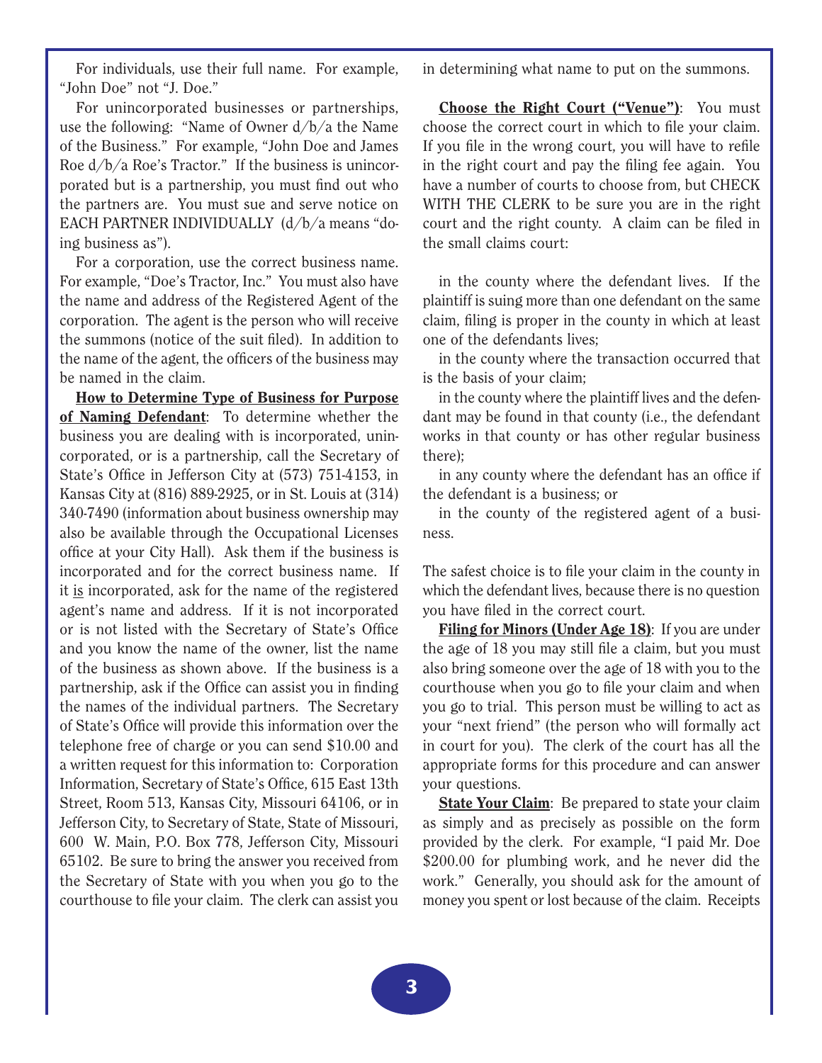For individuals, use their full name. For example, "John Doe" not "J. Doe."

For unincorporated businesses or partnerships, use the following: "Name of Owner d/b/a the Name of the Business." For example, "John Doe and James Roe d/b/a Roe's Tractor." If the business is unincorporated but is a partnership, you must find out who the partners are. You must sue and serve notice on EACH PARTNER INDIVIDUALLY (d/b/a means "doing business as").

For a corporation, use the correct business name. For example, "Doe's Tractor, Inc." You must also have the name and address of the Registered Agent of the corporation. The agent is the person who will receive the summons (notice of the suit filed). In addition to the name of the agent, the officers of the business may be named in the claim.

**How to Determine Type of Business for Purpose of Naming Defendant**: To determine whether the business you are dealing with is incorporated, unincorporated, or is a partnership, call the Secretary of State's Office in Jefferson City at (573) 751-4153, in Kansas City at (816) 889-2925, or in St. Louis at (314) 340-7490 (information about business ownership may also be available through the Occupational Licenses office at your City Hall). Ask them if the business is incorporated and for the correct business name. If it is incorporated, ask for the name of the registered agent's name and address. If it is not incorporated or is not listed with the Secretary of State's Office and you know the name of the owner, list the name of the business as shown above. If the business is a partnership, ask if the Office can assist you in finding the names of the individual partners. The Secretary of State's Office will provide this information over the telephone free of charge or you can send $10.00 and a written request for this information to: Corporation Information, Secretary of State's Office, 615 East 13th Street, Room 513, Kansas City, Missouri 64106, or in Jefferson City, to Secretary of State, State of Missouri, 600 W. Main, P.O. Box 778, Jefferson City, Missouri 65102. Be sure to bring the answer you received from the Secretary of State with you when you go to the courthouse to file your claim. The clerk can assist you in determining what name to put on the summons.

**Choose the Right Court ("Venue")**: You must choose the correct court in which to file your claim. If you file in the wrong court, you will have to refile in the right court and pay the filing fee again. You have a number of courts to choose from, but CHECK WITH THE CLERK to be sure you are in the right court and the right county. A claim can be filed in the small claims court:

in the county where the defendant lives. If the plaintiff is suing more than one defendant on the same claim, filing is proper in the county in which at least one of the defendants lives;

in the county where the transaction occurred that is the basis of your claim;

in the county where the plaintiff lives and the defendant may be found in that county (i.e., the defendant works in that county or has other regular business there);

in any county where the defendant has an office if the defendant is a business; or

in the county of the registered agent of a business.

The safest choice is to file your claim in the county in which the defendant lives, because there is no question you have filed in the correct court.

**Filing for Minors (Under Age 18)**: If you are under the age of 18 you may still file a claim, but you must also bring someone over the age of 18 with you to the courthouse when you go to file your claim and when you go to trial. This person must be willing to act as your "next friend" (the person who will formally act in court for you). The clerk of the court has all the appropriate forms for this procedure and can answer your questions.

**State Your Claim**: Be prepared to state your claim as simply and as precisely as possible on the form provided by the clerk. For example, "I paid Mr. Doe $200.00 for plumbing work, and he never did the work." Generally, you should ask for the amount of money you spent or lost because of the claim. Receipts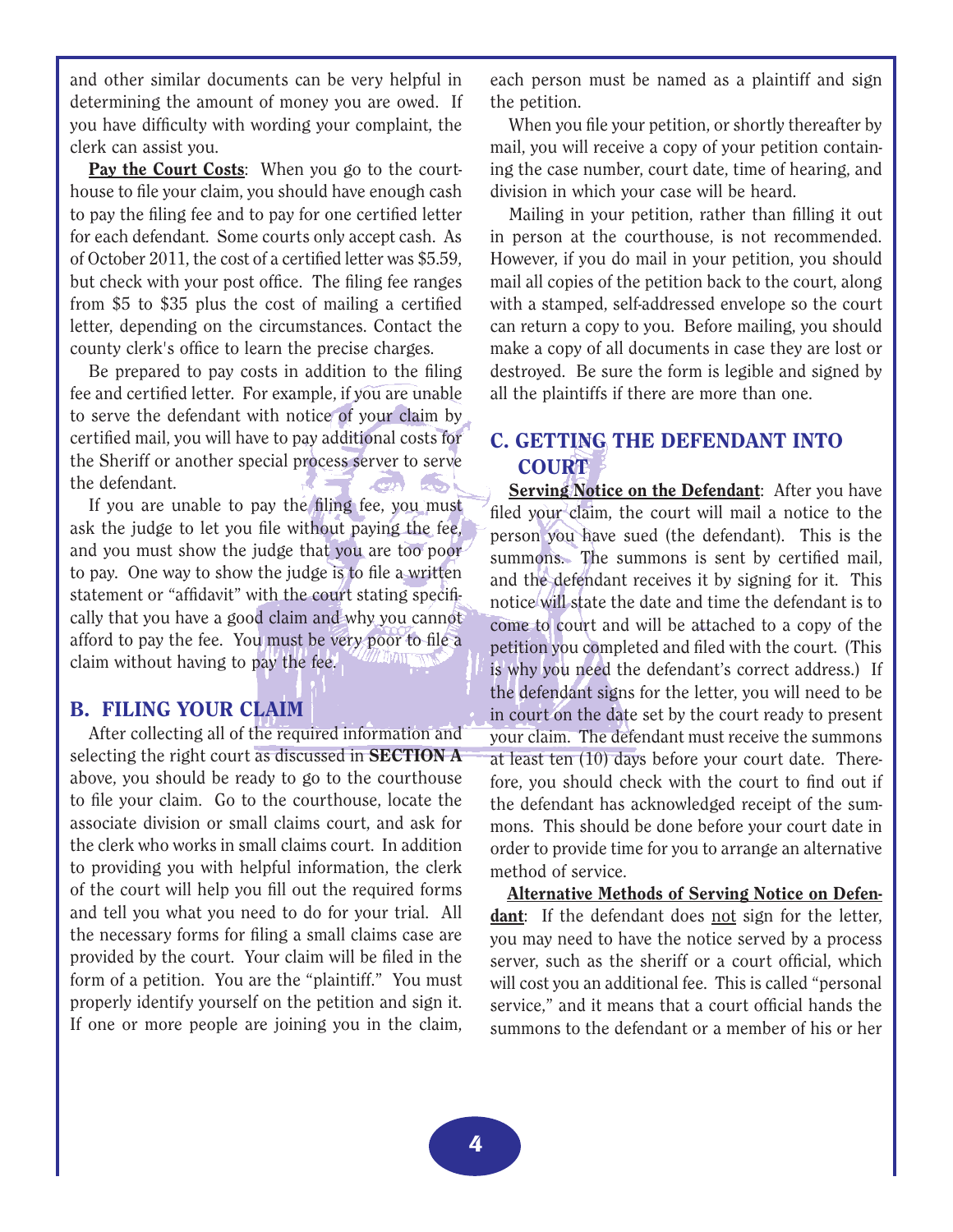and other similar documents can be very helpful in determining the amount of money you are owed. If you have difficulty with wording your complaint, the clerk can assist you.

**Pay the Court Costs**: When you go to the courthouse to file your claim, you should have enough cash to pay the filing fee and to pay for one certified letter for each defendant. Some courts only accept cash. As of October 2011, the cost of a certified letter was $5.59, but check with your post office. The filing fee ranges from $5 to $35 plus the cost of mailing a certified letter, depending on the circumstances. Contact the county clerk's office to learn the precise charges.

Be prepared to pay costs in addition to the filing fee and certified letter. For example, if you are unable to serve the defendant with notice of your claim by certified mail, you will have to pay additional costs for the Sheriff or another special process server to serve the defendant.

If you are unable to pay the filing fee, you must ask the judge to let you file without paying the fee, and you must show the judge that you are too poor to pay. One way to show the judge is to file a written statement or "affidavit" with the court stating specifically that you have a good claim and why you cannot afford to pay the fee. You must be very poor to file a claim without having to pay the fee.

## B. FILING YOUR CLAIM

After collecting all of the required information and selecting the right court as discussed in **SECTION A** above, you should be ready to go to the courthouse to file your claim. Go to the courthouse, locate the associate division or small claims court, and ask for the clerk who works in small claims court. In addition to providing you with helpful information, the clerk of the court will help you fill out the required forms and tell you what you need to do for your trial. All the necessary forms for filing a small claims case are provided by the court. Your claim will be filed in the form of a petition. You are the "plaintiff." You must properly identify yourself on the petition and sign it. If one or more people are joining you in the claim, each person must be named as a plaintiff and sign the petition.

When you file your petition, or shortly thereafter by mail, you will receive a copy of your petition containing the case number, court date, time of hearing, and division in which your case will be heard.

Mailing in your petition, rather than filling it out in person at the courthouse, is not recommended. However, if you do mail in your petition, you should mail all copies of the petition back to the court, along with a stamped, self-addressed envelope so the court can return a copy to you. Before mailing, you should make a copy of all documents in case they are lost or destroyed. Be sure the form is legible and signed by all the plaintiffs if there are more than one.

## C. GETTING THE DEFENDANT INTO COURT

**Serving Notice on the Defendant**: After you have filed your claim, the court will mail a notice to the person you have sued (the defendant). This is the summons. The summons is sent by certified mail, and the defendant receives it by signing for it. This notice will state the date and time the defendant is to come to court and will be attached to a copy of the petition you completed and filed with the court. (This is why you need the defendant's correct address.) If the defendant signs for the letter, you will need to be in court on the date set by the court ready to present your claim. The defendant must receive the summons at least ten (10) days before your court date. Therefore, you should check with the court to find out if the defendant has acknowledged receipt of the summons. This should be done before your court date in order to provide time for you to arrange an alternative method of service.

**Alternative Methods of Serving Notice on Defendant**: If the defendant does not sign for the letter, you may need to have the notice served by a process server, such as the sheriff or a court official, which will cost you an additional fee. This is called "personal service," and it means that a court official hands the summons to the defendant or a member of his or her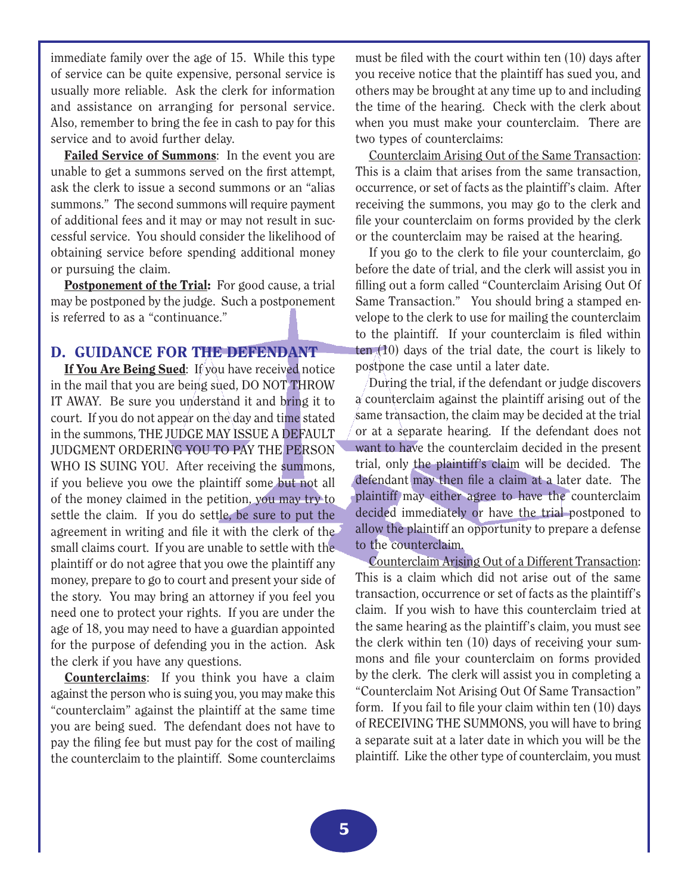immediate family over the age of 15. While this type of service can be quite expensive, personal service is usually more reliable. Ask the clerk for information and assistance on arranging for personal service. Also, remember to bring the fee in cash to pay for this service and to avoid further delay.

**Failed Service of Summons**: In the event you are unable to get a summons served on the first attempt, ask the clerk to issue a second summons or an "alias summons." The second summons will require payment of additional fees and it may or may not result in successful service. You should consider the likelihood of obtaining service before spending additional money or pursuing the claim.

**Postponement of the Trial:** For good cause, a trial may be postponed by the judge. Such a postponement is referred to as a "continuance."

## D. GUIDANCE FOR THE DEFENDANT

**If You Are Being Sued**: If you have received notice in the mail that you are being sued, DO NOT THROW IT AWAY. Be sure you understand it and bring it to court. If you do not appear on the day and time stated in the summons, THE JUDGE MAY ISSUE A DEFAULT JUDGMENT ORDERING YOU TO PAY THE PERSON WHO IS SUING YOU. After receiving the summons, if you believe you owe the plaintiff some but not all of the money claimed in the petition, you may try to settle the claim. If you do settle, be sure to put the agreement in writing and file it with the clerk of the small claims court. If you are unable to settle with the plaintiff or do not agree that you owe the plaintiff any money, prepare to go to court and present your side of the story. You may bring an attorney if you feel you need one to protect your rights. If you are under the age of 18, you may need to have a guardian appointed for the purpose of defending you in the action. Ask the clerk if you have any questions.

**Counterclaims**: If you think you have a claim against the person who is suing you, you may make this "counterclaim" against the plaintiff at the same time you are being sued. The defendant does not have to pay the filing fee but must pay for the cost of mailing the counterclaim to the plaintiff. Some counterclaims must be filed with the court within ten (10) days after you receive notice that the plaintiff has sued you, and others may be brought at any time up to and including the time of the hearing. Check with the clerk about when you must make your counterclaim. There are two types of counterclaims:

Counterclaim Arising Out of the Same Transaction: This is a claim that arises from the same transaction, occurrence, or set of facts as the plaintiff's claim. After receiving the summons, you may go to the clerk and file your counterclaim on forms provided by the clerk or the counterclaim may be raised at the hearing.

If you go to the clerk to file your counterclaim, go before the date of trial, and the clerk will assist you in filling out a form called "Counterclaim Arising Out Of Same Transaction." You should bring a stamped envelope to the clerk to use for mailing the counterclaim to the plaintiff. If your counterclaim is filed within ten (10) days of the trial date, the court is likely to postpone the case until a later date.

During the trial, if the defendant or judge discovers a counterclaim against the plaintiff arising out of the same transaction, the claim may be decided at the trial or at a separate hearing. If the defendant does not want to have the counterclaim decided in the present trial, only the plaintiff's claim will be decided. The defendant may then file a claim at a later date. The plaintiff may either agree to have the counterclaim decided immediately or have the trial postponed to allow the plaintiff an opportunity to prepare a defense to the counterclaim.

Counterclaim Arising Out of a Different Transaction: This is a claim which did not arise out of the same transaction, occurrence or set of facts as the plaintiff's claim. If you wish to have this counterclaim tried at the same hearing as the plaintiff's claim, you must see the clerk within ten (10) days of receiving your summons and file your counterclaim on forms provided by the clerk. The clerk will assist you in completing a "Counterclaim Not Arising Out Of Same Transaction" form. If you fail to file your claim within ten (10) days of RECEIVING THE SUMMONS, you will have to bring a separate suit at a later date in which you will be the plaintiff. Like the other type of counterclaim, you must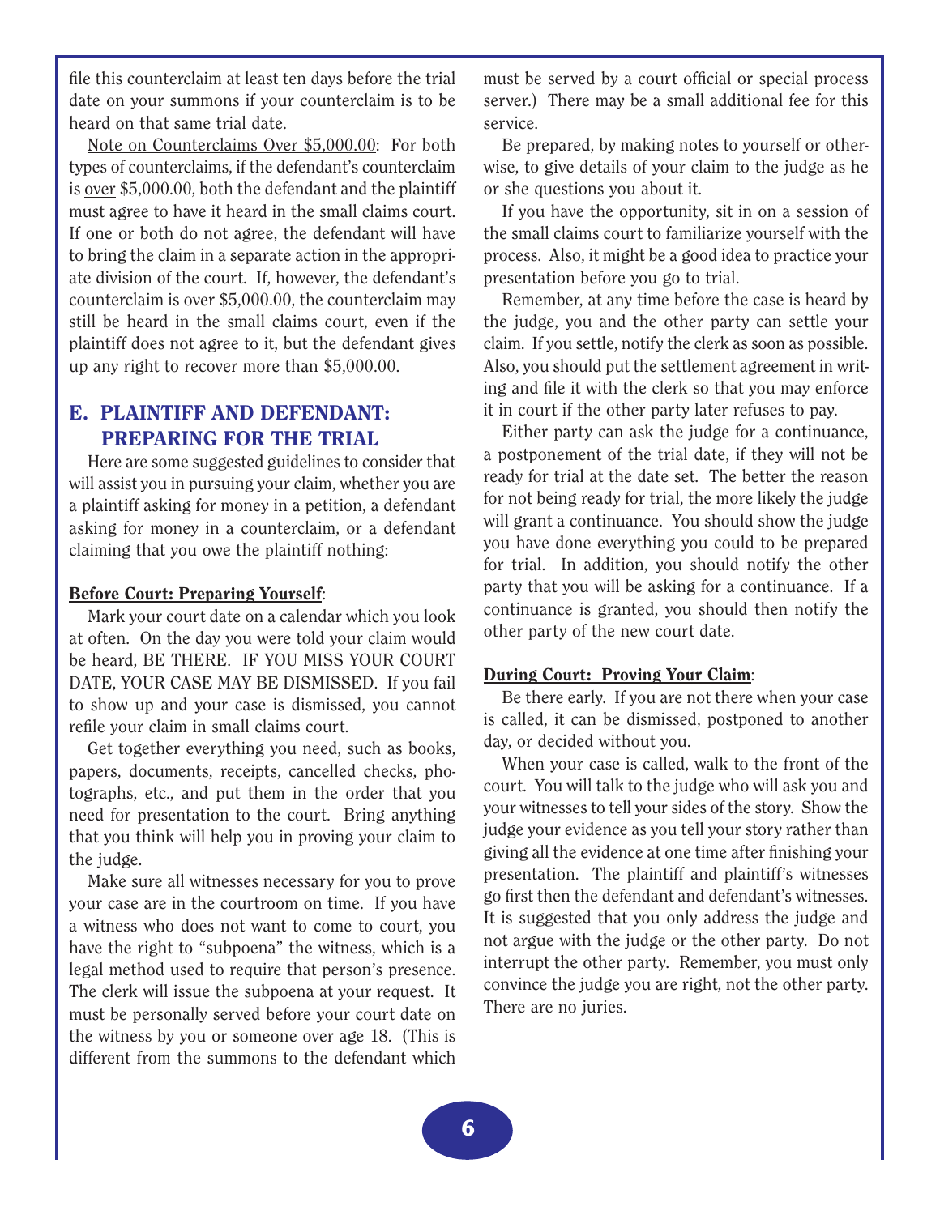file this counterclaim at least ten days before the trial date on your summons if your counterclaim is to be heard on that same trial date.

Note on Counterclaims Over $5,000.00: For both types of counterclaims, if the defendant's counterclaim is over $5,000.00, both the defendant and the plaintiff must agree to have it heard in the small claims court. If one or both do not agree, the defendant will have to bring the claim in a separate action in the appropriate division of the court. If, however, the defendant's counterclaim is over $5,000.00, the counterclaim may still be heard in the small claims court, even if the plaintiff does not agree to it, but the defendant gives up any right to recover more than $5,000.00.

## E. PLAINTIFF AND DEFENDANT: PREPARING FOR THE TRIAL

Here are some suggested guidelines to consider that will assist you in pursuing your claim, whether you are a plaintiff asking for money in a petition, a defendant asking for money in a counterclaim, or a defendant claiming that you owe the plaintiff nothing:

**Before Court: Preparing Yourself**:

Mark your court date on a calendar which you look at often. On the day you were told your claim would be heard, BE THERE. IF YOU MISS YOUR COURT DATE, YOUR CASE MAY BE DISMISSED. If you fail to show up and your case is dismissed, you cannot refile your claim in small claims court.

Get together everything you need, such as books, papers, documents, receipts, cancelled checks, photographs, etc., and put them in the order that you need for presentation to the court. Bring anything that you think will help you in proving your claim to the judge.

Make sure all witnesses necessary for you to prove your case are in the courtroom on time. If you have a witness who does not want to come to court, you have the right to "subpoena" the witness, which is a legal method used to require that person's presence. The clerk will issue the subpoena at your request. It must be personally served before your court date on the witness by you or someone over age 18. (This is different from the summons to the defendant which must be served by a court official or special process server.) There may be a small additional fee for this service.

Be prepared, by making notes to yourself or otherwise, to give details of your claim to the judge as he or she questions you about it.

If you have the opportunity, sit in on a session of the small claims court to familiarize yourself with the process. Also, it might be a good idea to practice your presentation before you go to trial.

Remember, at any time before the case is heard by the judge, you and the other party can settle your claim. If you settle, notify the clerk as soon as possible. Also, you should put the settlement agreement in writing and file it with the clerk so that you may enforce it in court if the other party later refuses to pay.

Either party can ask the judge for a continuance, a postponement of the trial date, if they will not be ready for trial at the date set. The better the reason for not being ready for trial, the more likely the judge will grant a continuance. You should show the judge you have done everything you could to be prepared for trial. In addition, you should notify the other party that you will be asking for a continuance. If a continuance is granted, you should then notify the other party of the new court date.

**During Court: Proving Your Claim**:

Be there early. If you are not there when your case is called, it can be dismissed, postponed to another day, or decided without you.

When your case is called, walk to the front of the court. You will talk to the judge who will ask you and your witnesses to tell your sides of the story. Show the judge your evidence as you tell your story rather than giving all the evidence at one time after finishing your presentation. The plaintiff and plaintiff's witnesses go first then the defendant and defendant's witnesses. It is suggested that you only address the judge and not argue with the judge or the other party. Do not interrupt the other party. Remember, you must only convince the judge you are right, not the other party. There are no juries.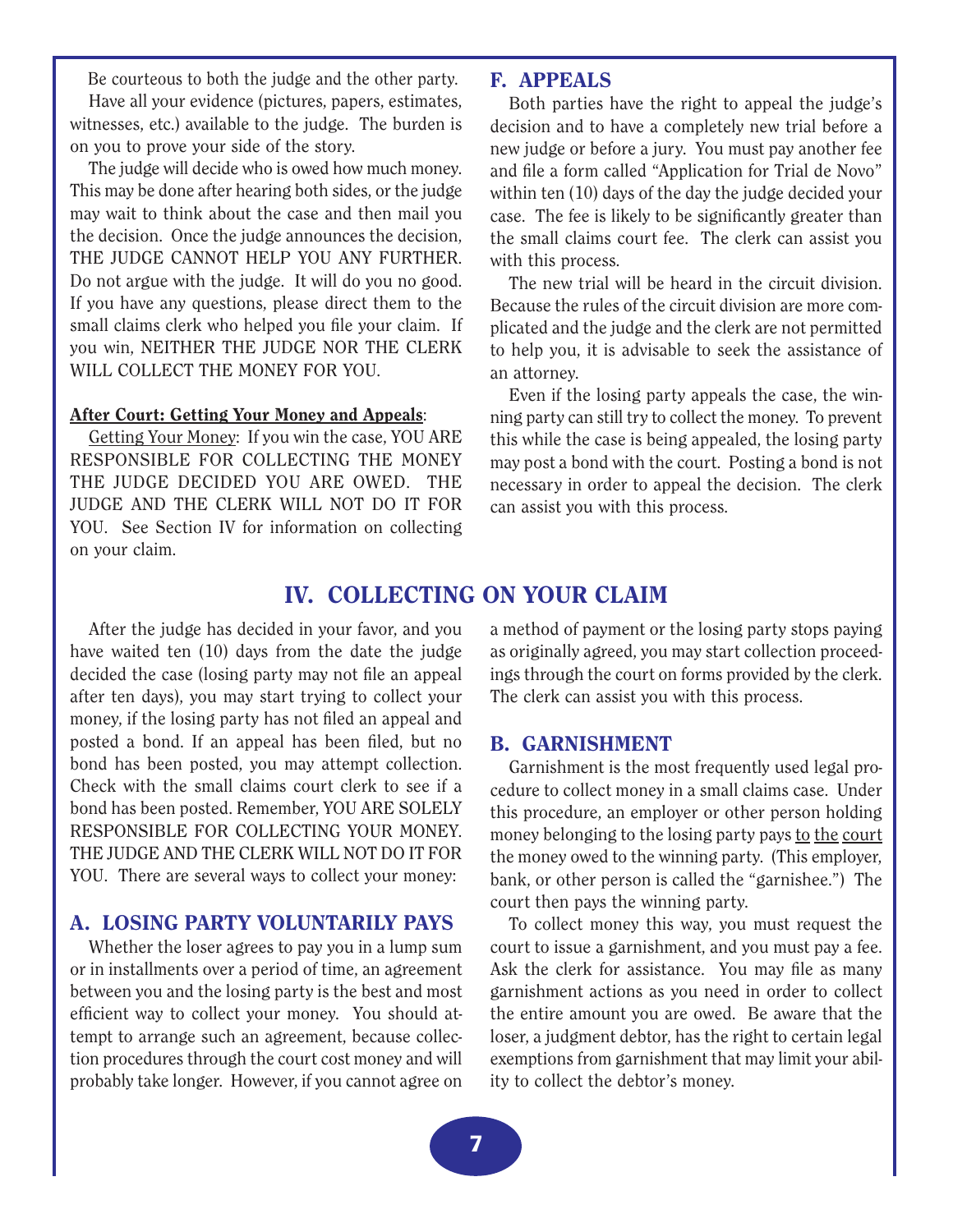Be courteous to both the judge and the other party.

Have all your evidence (pictures, papers, estimates, witnesses, etc.) available to the judge. The burden is on you to prove your side of the story.

The judge will decide who is owed how much money. This may be done after hearing both sides, or the judge may wait to think about the case and then mail you the decision. Once the judge announces the decision, THE JUDGE CANNOT HELP YOU ANY FURTHER. Do not argue with the judge. It will do you no good. If you have any questions, please direct them to the small claims clerk who helped you file your claim. If you win, NEITHER THE JUDGE NOR THE CLERK WILL COLLECT THE MONEY FOR YOU.

**After Court: Getting Your Money and Appeals**:

Getting Your Money: If you win the case, YOU ARE RESPONSIBLE FOR COLLECTING THE MONEY THE JUDGE DECIDED YOU ARE OWED. THE JUDGE AND THE CLERK WILL NOT DO IT FOR YOU. See Section IV for information on collecting on your claim.

### F. APPEALS

Both parties have the right to appeal the judge's decision and to have a completely new trial before a new judge or before a jury. You must pay another fee and file a form called "Application for Trial de Novo" within ten (10) days of the day the judge decided your case. The fee is likely to be significantly greater than the small claims court fee. The clerk can assist you with this process.

The new trial will be heard in the circuit division. Because the rules of the circuit division are more complicated and the judge and the clerk are not permitted to help you, it is advisable to seek the assistance of an attorney.

Even if the losing party appeals the case, the winning party can still try to collect the money. To prevent this while the case is being appealed, the losing party may post a bond with the court. Posting a bond is not necessary in order to appeal the decision. The clerk can assist you with this process.

## IV. COLLECTING ON YOUR CLAIM

After the judge has decided in your favor, and you have waited ten (10) days from the date the judge decided the case (losing party may not file an appeal after ten days), you may start trying to collect your money, if the losing party has not filed an appeal and posted a bond. If an appeal has been filed, but no bond has been posted, you may attempt collection. Check with the small claims court clerk to see if a bond has been posted. Remember, YOU ARE SOLELY RESPONSIBLE FOR COLLECTING YOUR MONEY. THE JUDGE AND THE CLERK WILL NOT DO IT FOR YOU. There are several ways to collect your money:

### A. LOSING PARTY VOLUNTARILY PAYS

Whether the loser agrees to pay you in a lump sum or in installments over a period of time, an agreement between you and the losing party is the best and most efficient way to collect your money. You should attempt to arrange such an agreement, because collection procedures through the court cost money and will probably take longer. However, if you cannot agree on a method of payment or the losing party stops paying as originally agreed, you may start collection proceedings through the court on forms provided by the clerk. The clerk can assist you with this process.

### B. GARNISHMENT

Garnishment is the most frequently used legal procedure to collect money in a small claims case. Under this procedure, an employer or other person holding money belonging to the losing party pays to the court the money owed to the winning party. (This employer, bank, or other person is called the "garnishee.") The court then pays the winning party.

To collect money this way, you must request the court to issue a garnishment, and you must pay a fee. Ask the clerk for assistance. You may file as many garnishment actions as you need in order to collect the entire amount you are owed. Be aware that the loser, a judgment debtor, has the right to certain legal exemptions from garnishment that may limit your ability to collect the debtor's money.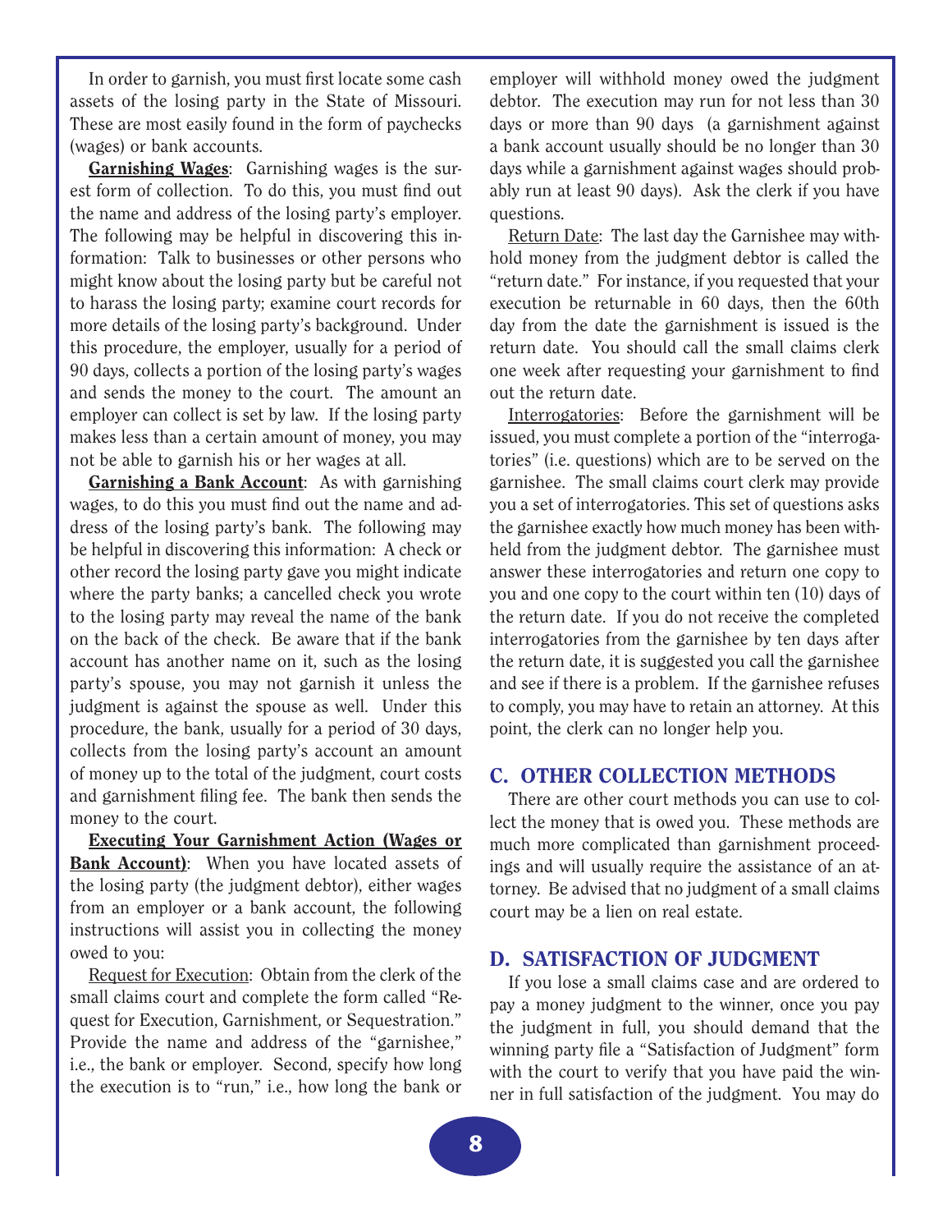In order to garnish, you must first locate some cash assets of the losing party in the State of Missouri. These are most easily found in the form of paychecks (wages) or bank accounts.

**Garnishing Wages**: Garnishing wages is the surest form of collection. To do this, you must find out the name and address of the losing party's employer. The following may be helpful in discovering this information: Talk to businesses or other persons who might know about the losing party but be careful not to harass the losing party; examine court records for more details of the losing party's background. Under this procedure, the employer, usually for a period of 90 days, collects a portion of the losing party's wages and sends the money to the court. The amount an employer can collect is set by law. If the losing party makes less than a certain amount of money, you may not be able to garnish his or her wages at all.

**Garnishing a Bank Account**: As with garnishing wages, to do this you must find out the name and address of the losing party's bank. The following may be helpful in discovering this information: A check or other record the losing party gave you might indicate where the party banks; a cancelled check you wrote to the losing party may reveal the name of the bank on the back of the check. Be aware that if the bank account has another name on it, such as the losing party's spouse, you may not garnish it unless the judgment is against the spouse as well. Under this procedure, the bank, usually for a period of 30 days, collects from the losing party's account an amount of money up to the total of the judgment, court costs and garnishment filing fee. The bank then sends the money to the court.

**Executing Your Garnishment Action (Wages or Bank Account)**: When you have located assets of the losing party (the judgment debtor), either wages from an employer or a bank account, the following instructions will assist you in collecting the money owed to you:

Request for Execution: Obtain from the clerk of the small claims court and complete the form called "Request for Execution, Garnishment, or Sequestration." Provide the name and address of the "garnishee," i.e., the bank or employer. Second, specify how long the execution is to "run," i.e., how long the bank or employer will withhold money owed the judgment debtor. The execution may run for not less than 30 days or more than 90 days (a garnishment against a bank account usually should be no longer than 30 days while a garnishment against wages should probably run at least 90 days). Ask the clerk if you have questions.

Return Date: The last day the Garnishee may withhold money from the judgment debtor is called the "return date." For instance, if you requested that your execution be returnable in 60 days, then the 60th day from the date the garnishment is issued is the return date. You should call the small claims clerk one week after requesting your garnishment to find out the return date.

Interrogatories: Before the garnishment will be issued, you must complete a portion of the "interrogatories" (i.e. questions) which are to be served on the garnishee. The small claims court clerk may provide you a set of interrogatories. This set of questions asks the garnishee exactly how much money has been withheld from the judgment debtor. The garnishee must answer these interrogatories and return one copy to you and one copy to the court within ten (10) days of the return date. If you do not receive the completed interrogatories from the garnishee by ten days after the return date, it is suggested you call the garnishee and see if there is a problem. If the garnishee refuses to comply, you may have to retain an attorney. At this point, the clerk can no longer help you.

## C. OTHER COLLECTION METHODS

There are other court methods you can use to collect the money that is owed you. These methods are much more complicated than garnishment proceedings and will usually require the assistance of an attorney. Be advised that no judgment of a small claims court may be a lien on real estate.

## D. SATISFACTION OF JUDGMENT

If you lose a small claims case and are ordered to pay a money judgment to the winner, once you pay the judgment in full, you should demand that the winning party file a "Satisfaction of Judgment" form with the court to verify that you have paid the winner in full satisfaction of the judgment. You may do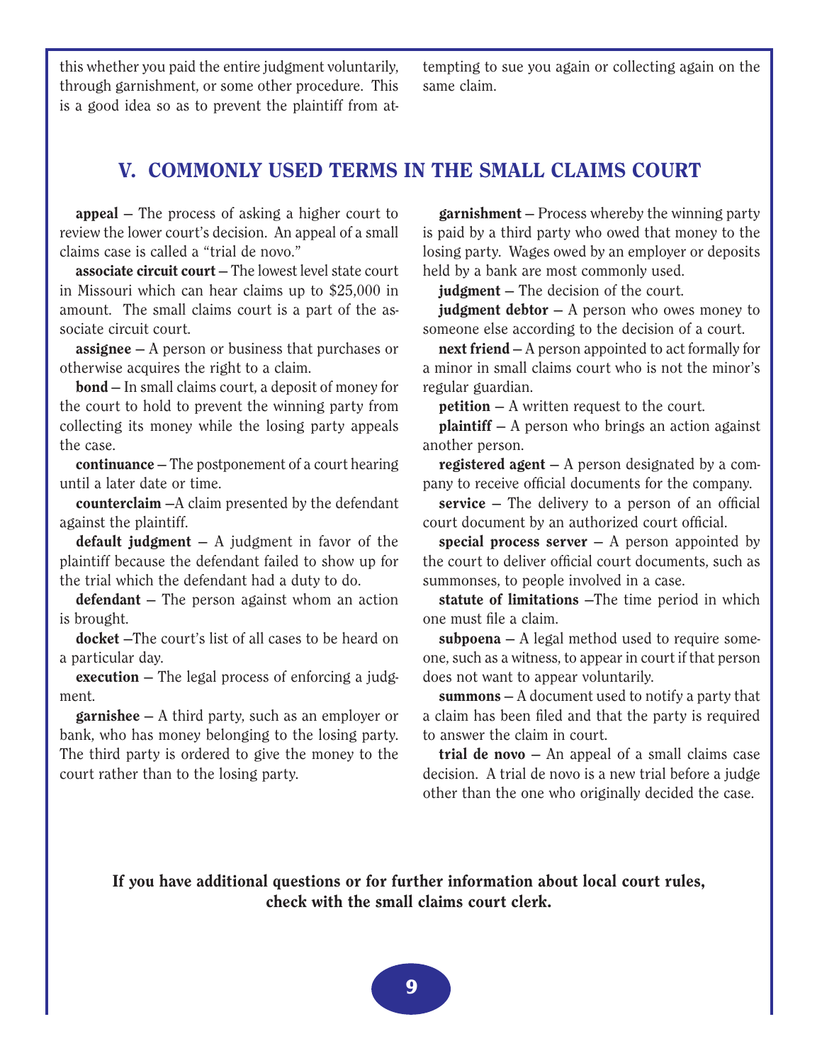this whether you paid the entire judgment voluntarily, through garnishment, or some other procedure. This is a good idea so as to prevent the plaintiff from attempting to sue you again or collecting again on the same claim.

## V. COMMONLY USED TERMS IN THE SMALL CLAIMS COURT

**appeal** – The process of asking a higher court to review the lower court's decision. An appeal of a small claims case is called a "trial de novo."

**associate circuit court** – The lowest level state court in Missouri which can hear claims up to $25,000 in amount. The small claims court is a part of the associate circuit court.

**assignee** – A person or business that purchases or otherwise acquires the right to a claim.

**bond** – In small claims court, a deposit of money for the court to hold to prevent the winning party from collecting its money while the losing party appeals the case.

**continuance** – The postponement of a court hearing until a later date or time.

**counterclaim** –A claim presented by the defendant against the plaintiff.

**default judgment** – A judgment in favor of the plaintiff because the defendant failed to show up for the trial which the defendant had a duty to do.

**defendant** – The person against whom an action is brought.

**docket** –The court's list of all cases to be heard on a particular day.

**execution** – The legal process of enforcing a judgment.

**garnishee** – A third party, such as an employer or bank, who has money belonging to the losing party. The third party is ordered to give the money to the court rather than to the losing party.

**garnishment** – Process whereby the winning party is paid by a third party who owed that money to the losing party. Wages owed by an employer or deposits held by a bank are most commonly used.

**judgment** – The decision of the court.

**judgment debtor** – A person who owes money to someone else according to the decision of a court.

**next friend** – A person appointed to act formally for a minor in small claims court who is not the minor's regular guardian.

**petition** – A written request to the court.

**plaintiff** – A person who brings an action against another person.

**registered agent** – A person designated by a company to receive official documents for the company.

**service** – The delivery to a person of an official court document by an authorized court official.

**special process server** – A person appointed by the court to deliver official court documents, such as summonses, to people involved in a case.

**statute of limitations** –The time period in which one must file a claim.

**subpoena** – A legal method used to require someone, such as a witness, to appear in court if that person does not want to appear voluntarily.

**summons** – A document used to notify a party that a claim has been filed and that the party is required to answer the claim in court.

**trial de novo** – An appeal of a small claims case decision. A trial de novo is a new trial before a judge other than the one who originally decided the case.

**If you have additional questions or for further information about local court rules, check with the small claims court clerk.**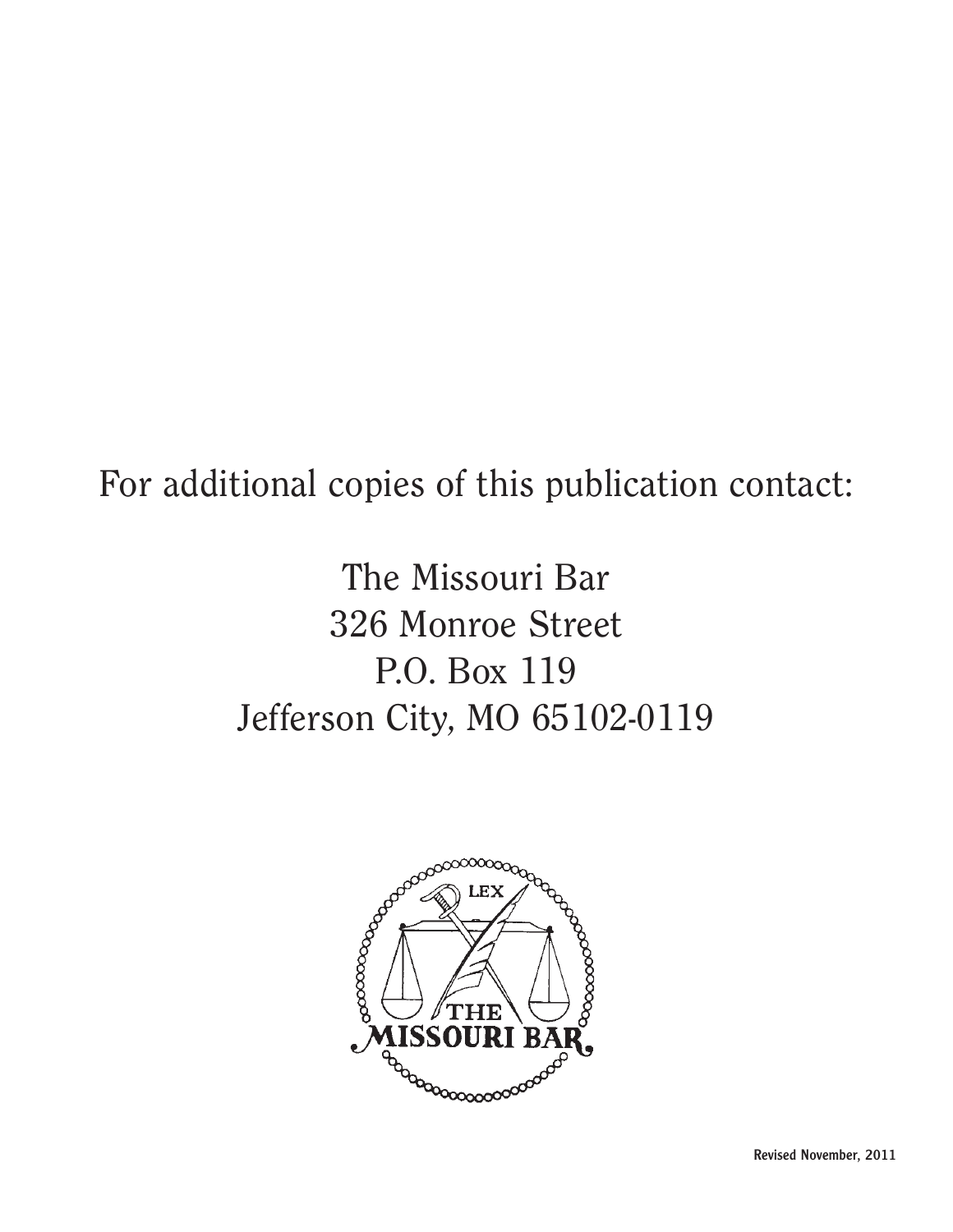For additional copies of this publication contact:

The Missouri Bar
326 Monroe Street
P.O. Box 119
Jefferson City, MO 65102-0119

LEX
THE
MISSOURI BAR

Revised November, 2011